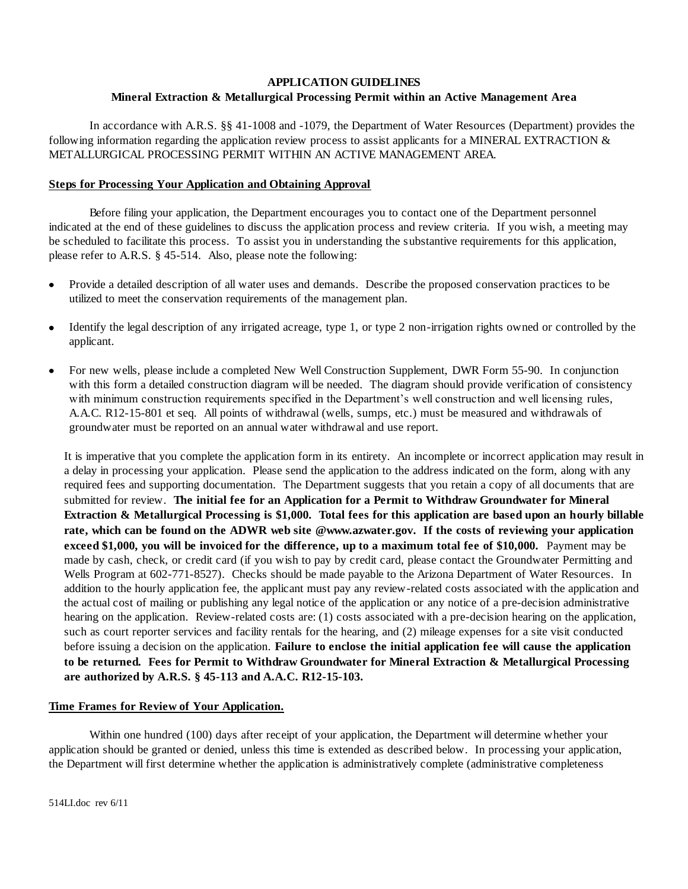**APPLICATION GUIDELINES**

**Mineral Extraction & Metallurgical Processing Permit within an Active Management Area**

In accordance with A.R.S. §§ 41-1008 and -1079, the Department of Water Resources (Department) provides the following information regarding the application review process to assist applicants for a MINERAL EXTRACTION & METALLURGICAL PROCESSING PERMIT WITHIN AN ACTIVE MANAGEMENT AREA.

**Steps for Processing Your Application and Obtaining Approval**

Before filing your application, the Department encourages you to contact one of the Department personnel indicated at the end of these guidelines to discuss the application process and review criteria. If you wish, a meeting may be scheduled to facilitate this process. To assist you in understanding the substantive requirements for this application, please refer to A.R.S. § 45-514. Also, please note the following:

- Provide a detailed description of all water uses and demands. Describe the proposed conservation practices to be utilized to meet the conservation requirements of the management plan.
- Identify the legal description of any irrigated acreage, type 1, or type 2 non-irrigation rights owned or controlled by the applicant.
- For new wells, please include a completed New Well Construction Supplement, DWR Form 55-90. In conjunction with this form a detailed construction diagram will be needed. The diagram should provide verification of consistency with minimum construction requirements specified in the Department's well construction and well licensing rules, A.A.C. R12-15-801 et seq. All points of withdrawal (wells, sumps, etc.) must be measured and withdrawals of groundwater must be reported on an annual water withdrawal and use report.

It is imperative that you complete the application form in its entirety. An incomplete or incorrect application may result in a delay in processing your application. Please send the application to the address indicated on the form, along with any required fees and supporting documentation. The Department suggests that you retain a copy of all documents that are submitted for review. **The initial fee for an Application for a Permit to Withdraw Groundwater for Mineral Extraction & Metallurgical Processing is $1,000. Total fees for this application are based upon an hourly billable rate, which can be found on the ADWR web site @www.azwater.gov. If the costs of reviewing your application exceed $1,000, you will be invoiced for the difference, up to a maximum total fee of $10,000.** Payment may be made by cash, check, or credit card (if you wish to pay by credit card, please contact the Groundwater Permitting and Wells Program at 602-771-8527). Checks should be made payable to the Arizona Department of Water Resources. In addition to the hourly application fee, the applicant must pay any review-related costs associated with the application and the actual cost of mailing or publishing any legal notice of the application or any notice of a pre-decision administrative hearing on the application. Review-related costs are: (1) costs associated with a pre-decision hearing on the application, such as court reporter services and facility rentals for the hearing, and (2) mileage expenses for a site visit conducted before issuing a decision on the application. **Failure to enclose the initial application fee will cause the application to be returned. Fees for Permit to Withdraw Groundwater for Mineral Extraction & Metallurgical Processing are authorized by A.R.S. § 45-113 and A.A.C. R12-15-103.**

**Time Frames for Review of Your Application.**

Within one hundred (100) days after receipt of your application, the Department will determine whether your application should be granted or denied, unless this time is extended as described below. In processing your application, the Department will first determine whether the application is administratively complete (administrative completeness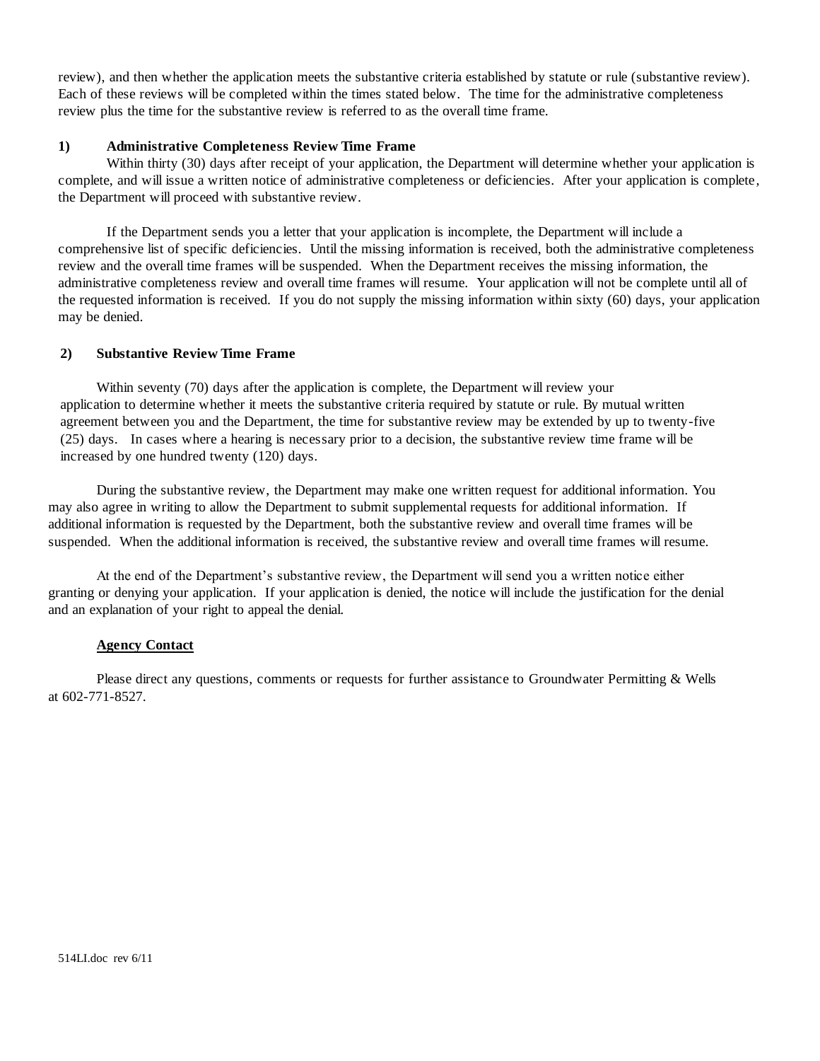review), and then whether the application meets the substantive criteria established by statute or rule (substantive review). Each of these reviews will be completed within the times stated below. The time for the administrative completeness review plus the time for the substantive review is referred to as the overall time frame.

**1) Administrative Completeness Review Time Frame**

Within thirty (30) days after receipt of your application, the Department will determine whether your application is complete, and will issue a written notice of administrative completeness or deficiencies. After your application is complete, the Department will proceed with substantive review.

If the Department sends you a letter that your application is incomplete, the Department will include a comprehensive list of specific deficiencies. Until the missing information is received, both the administrative completeness review and the overall time frames will be suspended. When the Department receives the missing information, the administrative completeness review and overall time frames will resume. Your application will not be complete until all of the requested information is received. If you do not supply the missing information within sixty (60) days, your application may be denied.

**2) Substantive Review Time Frame**

Within seventy (70) days after the application is complete, the Department will review your application to determine whether it meets the substantive criteria required by statute or rule. By mutual written agreement between you and the Department, the time for substantive review may be extended by up to twenty-five (25) days. In cases where a hearing is necessary prior to a decision, the substantive review time frame will be increased by one hundred twenty (120) days.

During the substantive review, the Department may make one written request for additional information. You may also agree in writing to allow the Department to submit supplemental requests for additional information. If additional information is requested by the Department, both the substantive review and overall time frames will be suspended. When the additional information is received, the substantive review and overall time frames will resume.

At the end of the Department's substantive review, the Department will send you a written notice either granting or denying your application. If your application is denied, the notice will include the justification for the denial and an explanation of your right to appeal the denial.

**Agency Contact**

Please direct any questions, comments or requests for further assistance to Groundwater Permitting & Wells at 602-771-8527.

514LI.doc rev 6/11